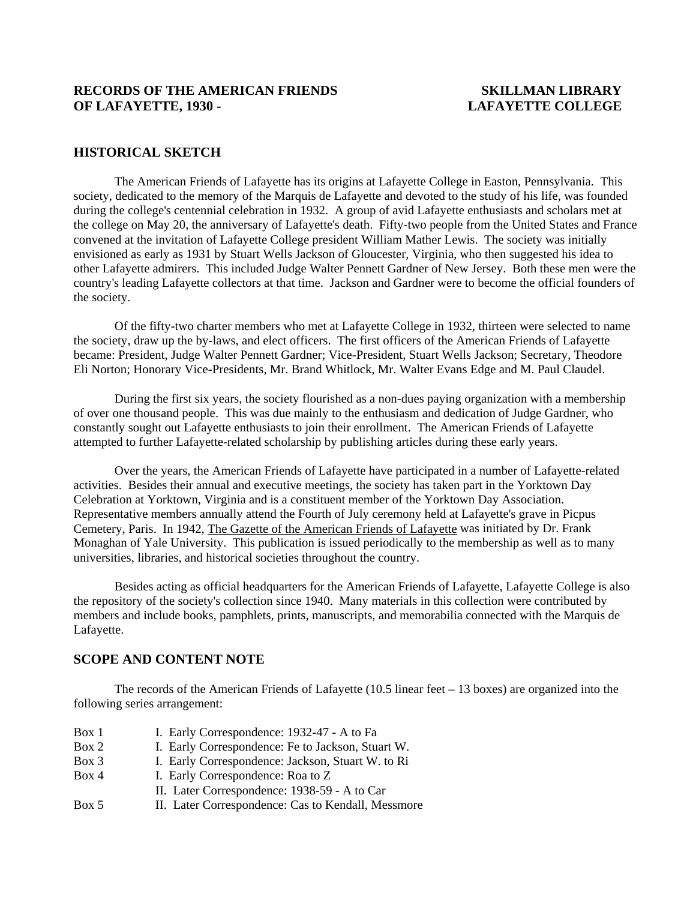**RECORDS OF THE AMERICAN FRIENDS OF LAFAYETTE, 1930 -**

**SKILLMAN LIBRARY**
**LAFAYETTE COLLEGE**

## HISTORICAL SKETCH

The American Friends of Lafayette has its origins at Lafayette College in Easton, Pennsylvania. This society, dedicated to the memory of the Marquis de Lafayette and devoted to the study of his life, was founded during the college's centennial celebration in 1932. A group of avid Lafayette enthusiasts and scholars met at the college on May 20, the anniversary of Lafayette's death. Fifty-two people from the United States and France convened at the invitation of Lafayette College president William Mather Lewis. The society was initially envisioned as early as 1931 by Stuart Wells Jackson of Gloucester, Virginia, who then suggested his idea to other Lafayette admirers. This included Judge Walter Pennett Gardner of New Jersey. Both these men were the country's leading Lafayette collectors at that time. Jackson and Gardner were to become the official founders of the society.

Of the fifty-two charter members who met at Lafayette College in 1932, thirteen were selected to name the society, draw up the by-laws, and elect officers. The first officers of the American Friends of Lafayette became: President, Judge Walter Pennett Gardner; Vice-President, Stuart Wells Jackson; Secretary, Theodore Eli Norton; Honorary Vice-Presidents, Mr. Brand Whitlock, Mr. Walter Evans Edge and M. Paul Claudel.

During the first six years, the society flourished as a non-dues paying organization with a membership of over one thousand people. This was due mainly to the enthusiasm and dedication of Judge Gardner, who constantly sought out Lafayette enthusiasts to join their enrollment. The American Friends of Lafayette attempted to further Lafayette-related scholarship by publishing articles during these early years.

Over the years, the American Friends of Lafayette have participated in a number of Lafayette-related activities. Besides their annual and executive meetings, the society has taken part in the Yorktown Day Celebration at Yorktown, Virginia and is a constituent member of the Yorktown Day Association. Representative members annually attend the Fourth of July ceremony held at Lafayette's grave in Picpus Cemetery, Paris. In 1942, The Gazette of the American Friends of Lafayette was initiated by Dr. Frank Monaghan of Yale University. This publication is issued periodically to the membership as well as to many universities, libraries, and historical societies throughout the country.

Besides acting as official headquarters for the American Friends of Lafayette, Lafayette College is also the repository of the society's collection since 1940. Many materials in this collection were contributed by members and include books, pamphlets, prints, manuscripts, and memorabilia connected with the Marquis de Lafayette.

## SCOPE AND CONTENT NOTE

The records of the American Friends of Lafayette (10.5 linear feet – 13 boxes) are organized into the following series arrangement:

| | |
|---|---|
| Box 1 | I. Early Correspondence: 1932-47 - A to Fa |
| Box 2 | I. Early Correspondence: Fe to Jackson, Stuart W. |
| Box 3 | I. Early Correspondence: Jackson, Stuart W. to Ri |
| Box 4 | I. Early Correspondence: Roa to Z |
| | II. Later Correspondence: 1938-59 - A to Car |
| Box 5 | II. Later Correspondence: Cas to Kendall, Messmore |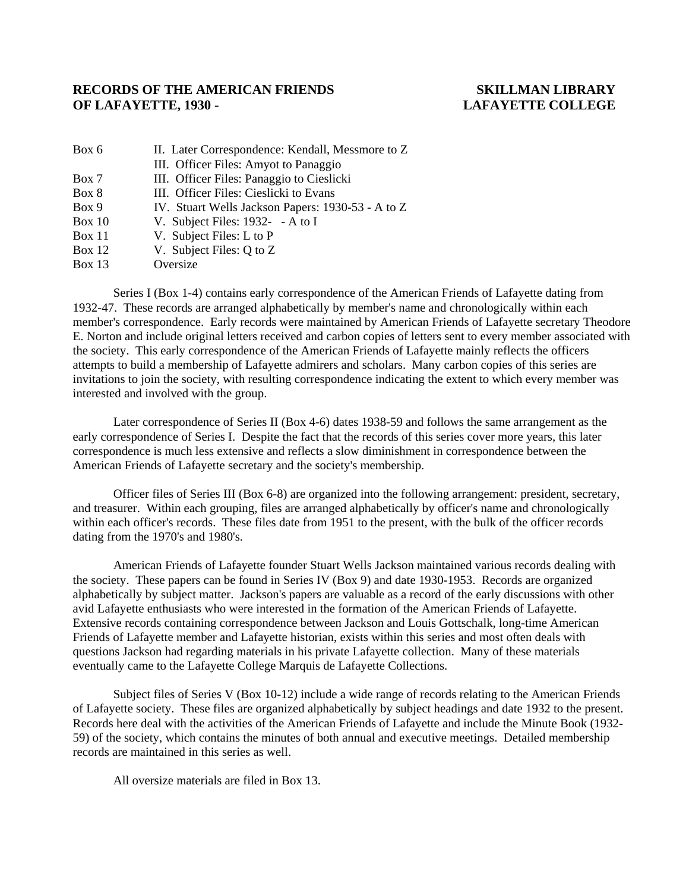**RECORDS OF THE AMERICAN FRIENDS OF LAFAYETTE, 1930 -**

**SKILLMAN LIBRARY LAFAYETTE COLLEGE**

| | |
|---|---|
| Box 6 | II. Later Correspondence: Kendall, Messmore to Z |
| | III. Officer Files: Amyot to Panaggio |
| Box 7 | III. Officer Files: Panaggio to Cieslicki |
| Box 8 | III. Officer Files: Cieslicki to Evans |
| Box 9 | IV. Stuart Wells Jackson Papers: 1930-53 - A to Z |
| Box 10 | V. Subject Files: 1932- - A to I |
| Box 11 | V. Subject Files: L to P |
| Box 12 | V. Subject Files: Q to Z |
| Box 13 | Oversize |

Series I (Box 1-4) contains early correspondence of the American Friends of Lafayette dating from 1932-47. These records are arranged alphabetically by member's name and chronologically within each member's correspondence. Early records were maintained by American Friends of Lafayette secretary Theodore E. Norton and include original letters received and carbon copies of letters sent to every member associated with the society. This early correspondence of the American Friends of Lafayette mainly reflects the officers attempts to build a membership of Lafayette admirers and scholars. Many carbon copies of this series are invitations to join the society, with resulting correspondence indicating the extent to which every member was interested and involved with the group.

Later correspondence of Series II (Box 4-6) dates 1938-59 and follows the same arrangement as the early correspondence of Series I. Despite the fact that the records of this series cover more years, this later correspondence is much less extensive and reflects a slow diminishment in correspondence between the American Friends of Lafayette secretary and the society's membership.

Officer files of Series III (Box 6-8) are organized into the following arrangement: president, secretary, and treasurer. Within each grouping, files are arranged alphabetically by officer's name and chronologically within each officer's records. These files date from 1951 to the present, with the bulk of the officer records dating from the 1970's and 1980's.

American Friends of Lafayette founder Stuart Wells Jackson maintained various records dealing with the society. These papers can be found in Series IV (Box 9) and date 1930-1953. Records are organized alphabetically by subject matter. Jackson's papers are valuable as a record of the early discussions with other avid Lafayette enthusiasts who were interested in the formation of the American Friends of Lafayette. Extensive records containing correspondence between Jackson and Louis Gottschalk, long-time American Friends of Lafayette member and Lafayette historian, exists within this series and most often deals with questions Jackson had regarding materials in his private Lafayette collection. Many of these materials eventually came to the Lafayette College Marquis de Lafayette Collections.

Subject files of Series V (Box 10-12) include a wide range of records relating to the American Friends of Lafayette society. These files are organized alphabetically by subject headings and date 1932 to the present. Records here deal with the activities of the American Friends of Lafayette and include the Minute Book (1932-59) of the society, which contains the minutes of both annual and executive meetings. Detailed membership records are maintained in this series as well.

All oversize materials are filed in Box 13.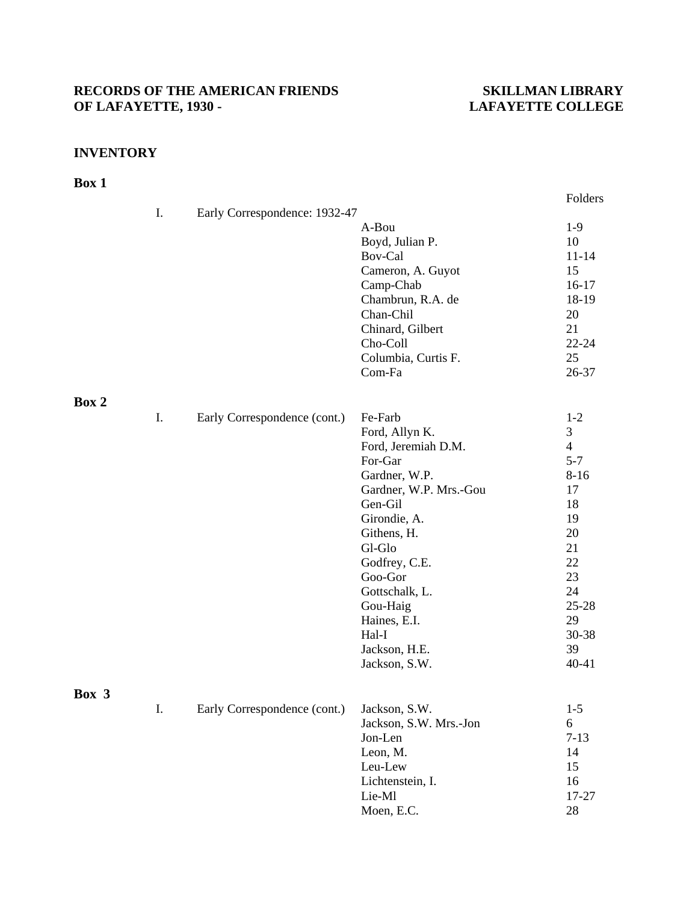**RECORDS OF THE AMERICAN FRIENDS OF LAFAYETTE, 1930 -**

**SKILLMAN LIBRARY LAFAYETTE COLLEGE**

**INVENTORY**

**Box 1**

| | | | Folders |
|---|---|---|---|
| I. | Early Correspondence: 1932-47 | | |
| | | A-Bou | 1-9 |
| | | Boyd, Julian P. | 10 |
| | | Bov-Cal | 11-14 |
| | | Cameron, A. Guyot | 15 |
| | | Camp-Chab | 16-17 |
| | | Chambrun, R.A. de | 18-19 |
| | | Chan-Chil | 20 |
| | | Chinard, Gilbert | 21 |
| | | Cho-Coll | 22-24 |
| | | Columbia, Curtis F. | 25 |
| | | Com-Fa | 26-37 |

**Box 2**

| | | | |
|---|---|---|---|
| I. | Early Correspondence (cont.) | Fe-Farb | 1-2 |
| | | Ford, Allyn K. | 3 |
| | | Ford, Jeremiah D.M. | 4 |
| | | For-Gar | 5-7 |
| | | Gardner, W.P. | 8-16 |
| | | Gardner, W.P. Mrs.-Gou | 17 |
| | | Gen-Gil | 18 |
| | | Girondie, A. | 19 |
| | | Githens, H. | 20 |
| | | Gl-Glo | 21 |
| | | Godfrey, C.E. | 22 |
| | | Goo-Gor | 23 |
| | | Gottschalk, L. | 24 |
| | | Gou-Haig | 25-28 |
| | | Haines, E.I. | 29 |
| | | Hal-I | 30-38 |
| | | Jackson, H.E. | 39 |
| | | Jackson, S.W. | 40-41 |

**Box 3**

| | | | |
|---|---|---|---|
| I. | Early Correspondence (cont.) | Jackson, S.W. | 1-5 |
| | | Jackson, S.W. Mrs.-Jon | 6 |
| | | Jon-Len | 7-13 |
| | | Leon, M. | 14 |
| | | Leu-Lew | 15 |
| | | Lichtenstein, I. | 16 |
| | | Lie-Ml | 17-27 |
| | | Moen, E.C. | 28 |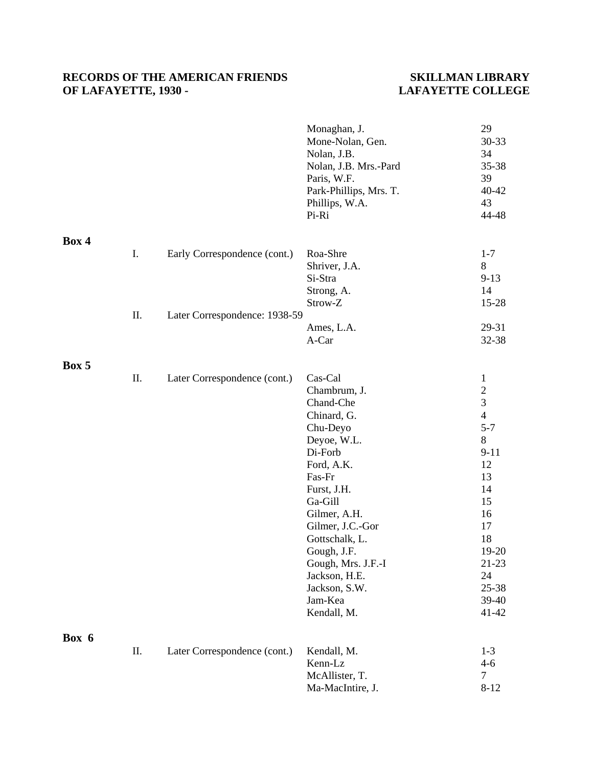| | | | |
|---|---|---|---|
| | | Monaghan, J. | 29 |
| | | Mone-Nolan, Gen. | 30-33 |
| | | Nolan, J.B. | 34 |
| | | Nolan, J.B. Mrs.-Pard | 35-38 |
| | | Paris, W.F. | 39 |
| | | Park-Phillips, Mrs. T. | 40-42 |
| | | Phillips, W.A. | 43 |
| | | Pi-Ri | 44-48 |

**Box 4**

| | | | |
|---|---|---|---|
| I. | Early Correspondence (cont.) | Roa-Shre | 1-7 |
| | | Shriver, J.A. | 8 |
| | | Si-Stra | 9-13 |
| | | Strong, A. | 14 |
| | | Strow-Z | 15-28 |
| II. | Later Correspondence: 1938-59 | | |
| | | Ames, L.A. | 29-31 |
| | | A-Car | 32-38 |

**Box 5**

| | | | |
|---|---|---|---|
| II. | Later Correspondence (cont.) | Cas-Cal | 1 |
| | | Chambrum, J. | 2 |
| | | Chand-Che | 3 |
| | | Chinard, G. | 4 |
| | | Chu-Deyo | 5-7 |
| | | Deyoe, W.L. | 8 |
| | | Di-Forb | 9-11 |
| | | Ford, A.K. | 12 |
| | | Fas-Fr | 13 |
| | | Furst, J.H. | 14 |
| | | Ga-Gill | 15 |
| | | Gilmer, A.H. | 16 |
| | | Gilmer, J.C.-Gor | 17 |
| | | Gottschalk, L. | 18 |
| | | Gough, J.F. | 19-20 |
| | | Gough, Mrs. J.F.-I | 21-23 |
| | | Jackson, H.E. | 24 |
| | | Jackson, S.W. | 25-38 |
| | | Jam-Kea | 39-40 |
| | | Kendall, M. | 41-42 |

**Box 6**

| | | | |
|---|---|---|---|
| II. | Later Correspondence (cont.) | Kendall, M. | 1-3 |
| | | Kenn-Lz | 4-6 |
| | | McAllister, T. | 7 |
| | | Ma-MacIntire, J. | 8-12 |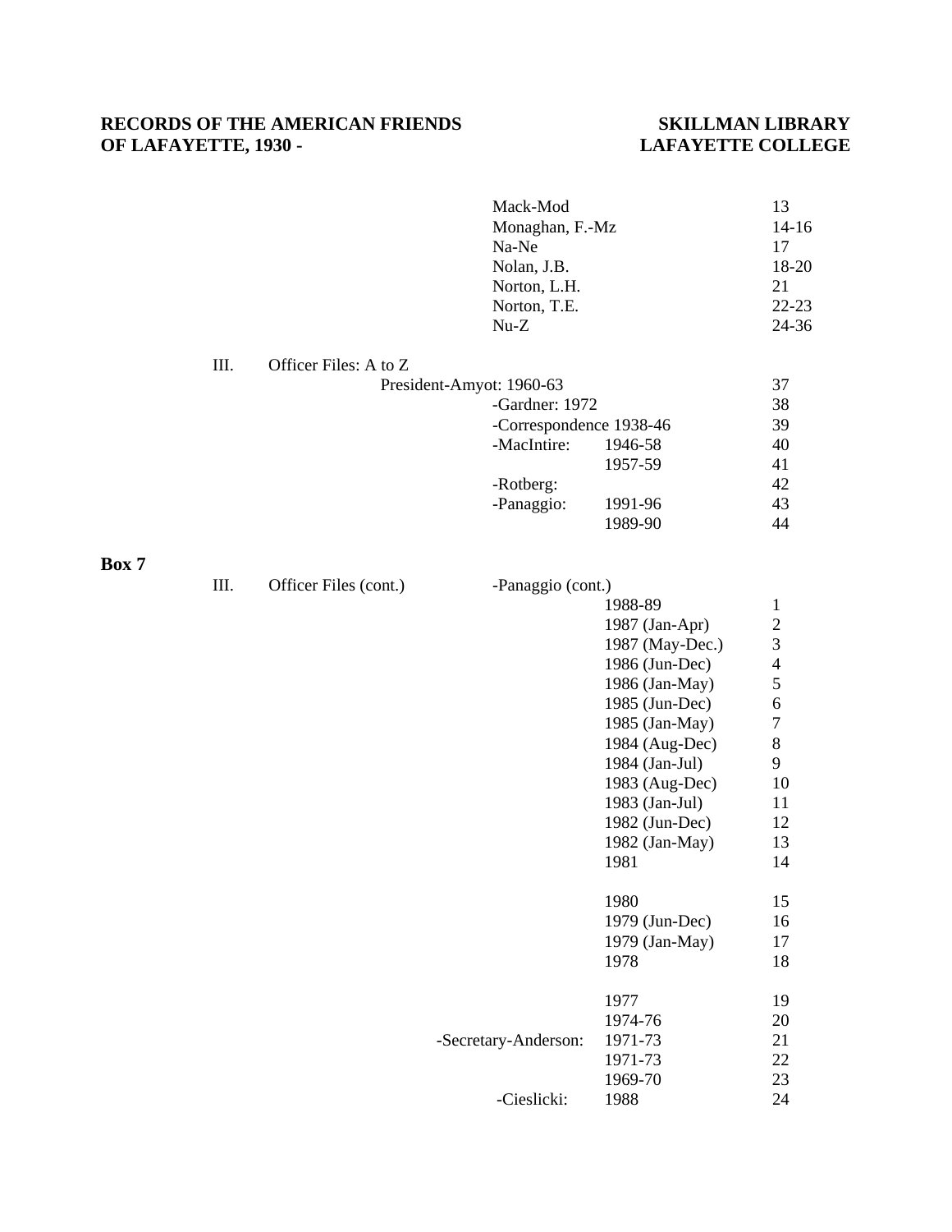| | | | | Folder |
|---|---|---|---|---|
| | | Mack-Mod | | 13 |
| | | Monaghan, F.-Mz | | 14-16 |
| | | Na-Ne | | 17 |
| | | Nolan, J.B. | | 18-20 |
| | | Norton, L.H. | | 21 |
| | | Norton, T.E. | | 22-23 |
| | | Nu-Z | | 24-36 |
| III. | Officer Files: A to Z | | | |
| | | President-Amyot: 1960-63 | | 37 |
| | | -Gardner: 1972 | | 38 |
| | | -Correspondence 1938-46 | | 39 |
| | | -MacIntire: | 1946-58 | 40 |
| | | | 1957-59 | 41 |
| | | -Rotberg: | | 42 |
| | | -Panaggio: | 1991-96 | 43 |
| | | | 1989-90 | 44 |

**Box 7**

| | | | | |
|---|---|---|---|---|
| III. | Officer Files (cont.) | -Panaggio (cont.) | | |
| | | | 1988-89 | 1 |
| | | | 1987 (Jan-Apr) | 2 |
| | | | 1987 (May-Dec.) | 3 |
| | | | 1986 (Jun-Dec) | 4 |
| | | | 1986 (Jan-May) | 5 |
| | | | 1985 (Jun-Dec) | 6 |
| | | | 1985 (Jan-May) | 7 |
| | | | 1984 (Aug-Dec) | 8 |
| | | | 1984 (Jan-Jul) | 9 |
| | | | 1983 (Aug-Dec) | 10 |
| | | | 1983 (Jan-Jul) | 11 |
| | | | 1982 (Jun-Dec) | 12 |
| | | | 1982 (Jan-May) | 13 |
| | | | 1981 | 14 |
| | | | 1980 | 15 |
| | | | 1979 (Jun-Dec) | 16 |
| | | | 1979 (Jan-May) | 17 |
| | | | 1978 | 18 |
| | | | 1977 | 19 |
| | | | 1974-76 | 20 |
| | | -Secretary-Anderson: | 1971-73 | 21 |
| | | | 1971-73 | 22 |
| | | | 1969-70 | 23 |
| | | -Cieslicki: | 1988 | 24 |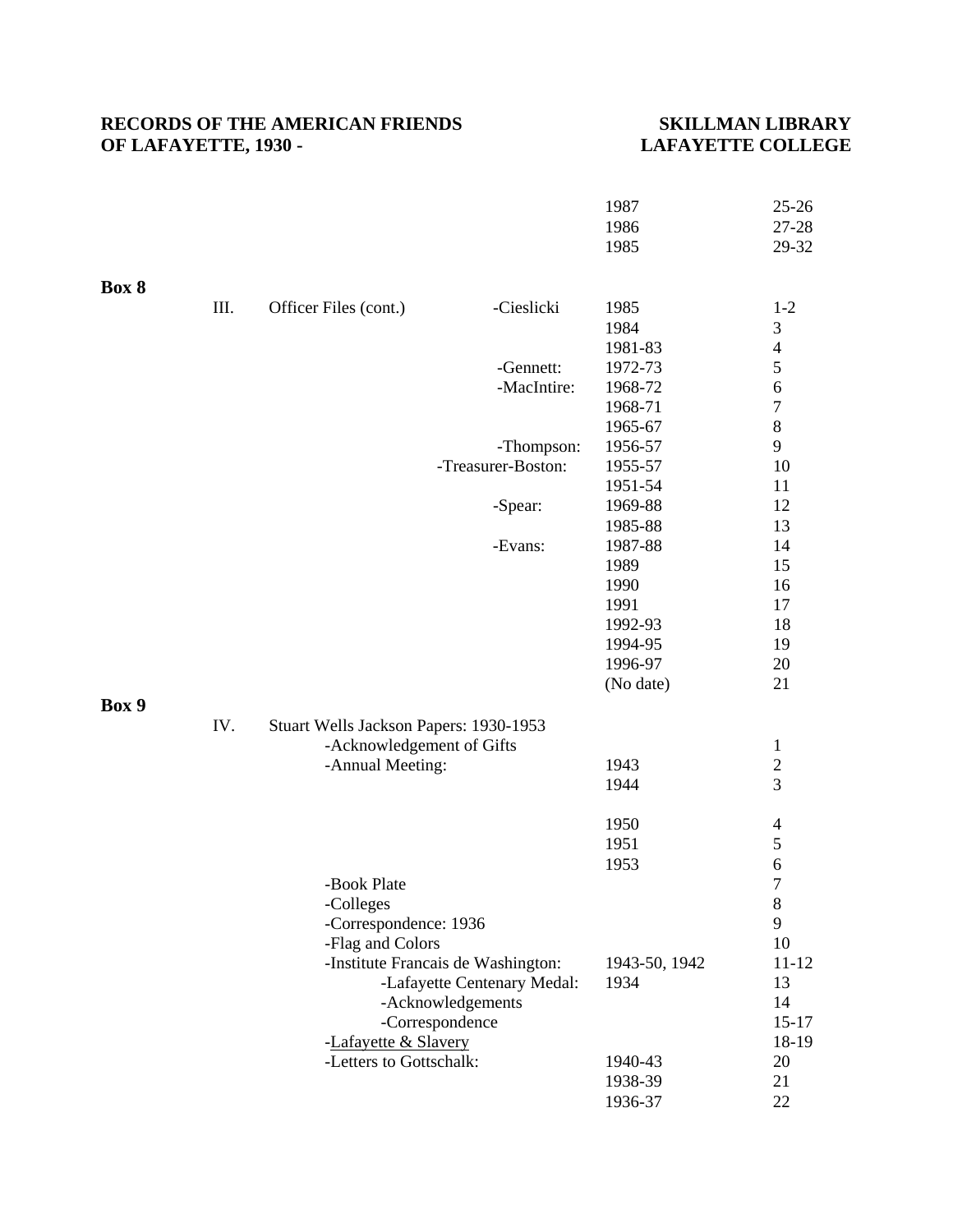| | | | Date | Folder |
|---|---|---|---|---|
| | | | 1987 | 25-26 |
| | | | 1986 | 27-28 |
| | | | 1985 | 29-32 |

**Box 8**

| | | | Date | Folder |
|---|---|---|---|---|
| III. | Officer Files (cont.) | -Cieslicki | 1985 | 1-2 |
| | | | 1984 | 3 |
| | | | 1981-83 | 4 |
| | | -Gennett: | 1972-73 | 5 |
| | | -MacIntire: | 1968-72 | 6 |
| | | | 1968-71 | 7 |
| | | | 1965-67 | 8 |
| | | -Thompson: | 1956-57 | 9 |
| | | -Treasurer-Boston: | 1955-57 | 10 |
| | | | 1951-54 | 11 |
| | | -Spear: | 1969-88 | 12 |
| | | | 1985-88 | 13 |
| | | -Evans: | 1987-88 | 14 |
| | | | 1989 | 15 |
| | | | 1990 | 16 |
| | | | 1991 | 17 |
| | | | 1992-93 | 18 |
| | | | 1994-95 | 19 |
| | | | 1996-97 | 20 |
| | | | (No date) | 21 |

**Box 9**

| | | Date | Folder |
|---|---|---|---|
| IV. | Stuart Wells Jackson Papers: 1930-1953 | | |
| | -Acknowledgement of Gifts | | 1 |
| | -Annual Meeting: | 1943 | 2 |
| | | 1944 | 3 |
| | | 1950 | 4 |
| | | 1951 | 5 |
| | | 1953 | 6 |
| | -Book Plate | | 7 |
| | -Colleges | | 8 |
| | -Correspondence: 1936 | | 9 |
| | -Flag and Colors | | 10 |
| | -Institute Francais de Washington: | 1943-50, 1942 | 11-12 |
| | -Lafayette Centenary Medal: | 1934 | 13 |
| | -Acknowledgements | | 14 |
| | -Correspondence | | 15-17 |
| | -Lafayette & Slavery | | 18-19 |
| | -Letters to Gottschalk: | 1940-43 | 20 |
| | | 1938-39 | 21 |
| | | 1936-37 | 22 |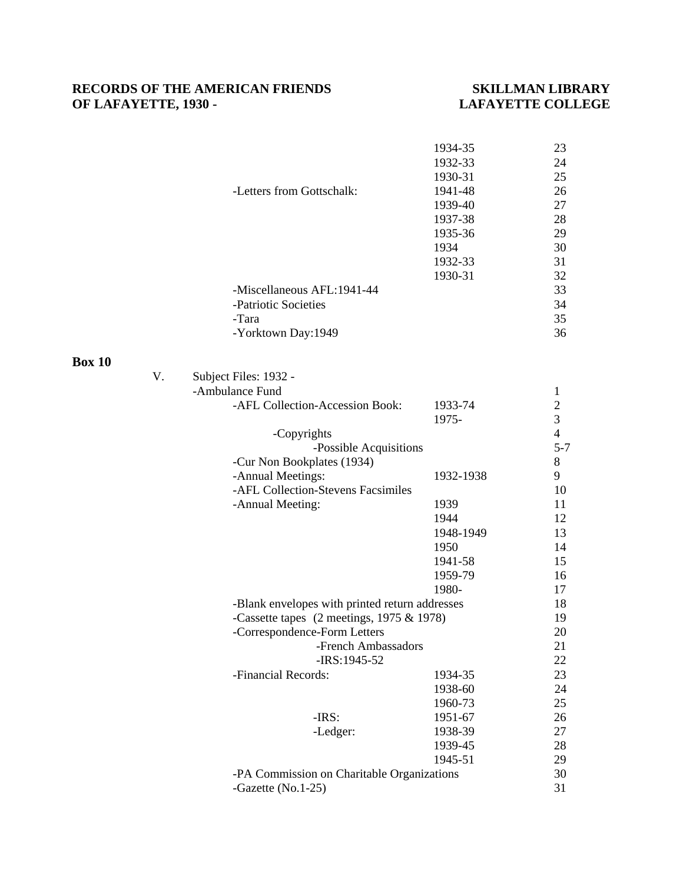| | | |
|---|---|---|
| | 1934-35 | 23 |
| | 1932-33 | 24 |
| | 1930-31 | 25 |
| -Letters from Gottschalk: | 1941-48 | 26 |
| | 1939-40 | 27 |
| | 1937-38 | 28 |
| | 1935-36 | 29 |
| | 1934 | 30 |
| | 1932-33 | 31 |
| | 1930-31 | 32 |
| -Miscellaneous AFL:1941-44 | | 33 |
| -Patriotic Societies | | 34 |
| -Tara | | 35 |
| -Yorktown Day:1949 | | 36 |

**Box 10**

V. Subject Files: 1932 -

| | | |
|---|---|---|
| -Ambulance Fund | | 1 |
| -AFL Collection-Accession Book: | 1933-74 | 2 |
| | 1975- | 3 |
| -Copyrights | | 4 |
| -Possible Acquisitions | | 5-7 |
| -Cur Non Bookplates (1934) | | 8 |
| -Annual Meetings: | 1932-1938 | 9 |
| -AFL Collection-Stevens Facsimiles | | 10 |
| -Annual Meeting: | 1939 | 11 |
| | 1944 | 12 |
| | 1948-1949 | 13 |
| | 1950 | 14 |
| | 1941-58 | 15 |
| | 1959-79 | 16 |
| | 1980- | 17 |
| -Blank envelopes with printed return addresses | | 18 |
| -Cassette tapes (2 meetings, 1975 & 1978) | | 19 |
| -Correspondence-Form Letters | | 20 |
| -French Ambassadors | | 21 |
| -IRS:1945-52 | | 22 |
| -Financial Records: | 1934-35 | 23 |
| | 1938-60 | 24 |
| | 1960-73 | 25 |
| -IRS: | 1951-67 | 26 |
| -Ledger: | 1938-39 | 27 |
| | 1939-45 | 28 |
| | 1945-51 | 29 |
| -PA Commission on Charitable Organizations | | 30 |
| -Gazette (No.1-25) | | 31 |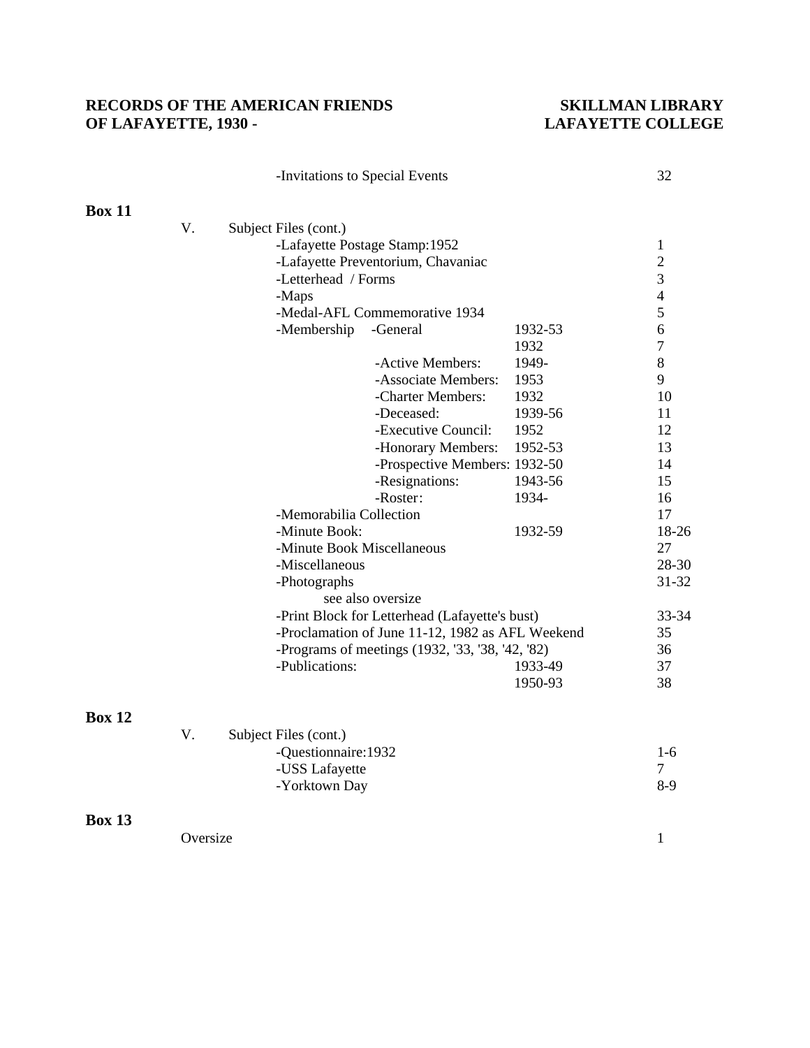-Invitations to Special Events 32

**Box 11**

V. Subject Files (cont.)

| | | | |
|---|---|---|---|
| -Lafayette Postage Stamp:1952 | | | 1 |
| -Lafayette Preventorium, Chavaniac | | | 2 |
| -Letterhead / Forms | | | 3 |
| -Maps | | | 4 |
| -Medal-AFL Commemorative 1934 | | | 5 |
| -Membership | -General | 1932-53 | 6 |
| | | 1932 | 7 |
| | -Active Members: | 1949- | 8 |
| | -Associate Members: | 1953 | 9 |
| | -Charter Members: | 1932 | 10 |
| | -Deceased: | 1939-56 | 11 |
| | -Executive Council: | 1952 | 12 |
| | -Honorary Members: | 1952-53 | 13 |
| | -Prospective Members: | 1932-50 | 14 |
| | -Resignations: | 1943-56 | 15 |
| | -Roster: | 1934- | 16 |
| -Memorabilia Collection | | | 17 |
| -Minute Book: | | 1932-59 | 18-26 |
| -Minute Book Miscellaneous | | | 27 |
| -Miscellaneous | | | 28-30 |
| -Photographs | | | 31-32 |
| see also oversize | | | |
| -Print Block for Letterhead (Lafayette's bust) | | | 33-34 |
| -Proclamation of June 11-12, 1982 as AFL Weekend | | | 35 |
| -Programs of meetings (1932, '33, '38, '42, '82) | | | 36 |
| -Publications: | | 1933-49 | 37 |
| | | 1950-93 | 38 |

**Box 12**

V. Subject Files (cont.)

| | |
|---|---|
| -Questionnaire:1932 | 1-6 |
| -USS Lafayette | 7 |
| -Yorktown Day | 8-9 |

**Box 13**

Oversize 1